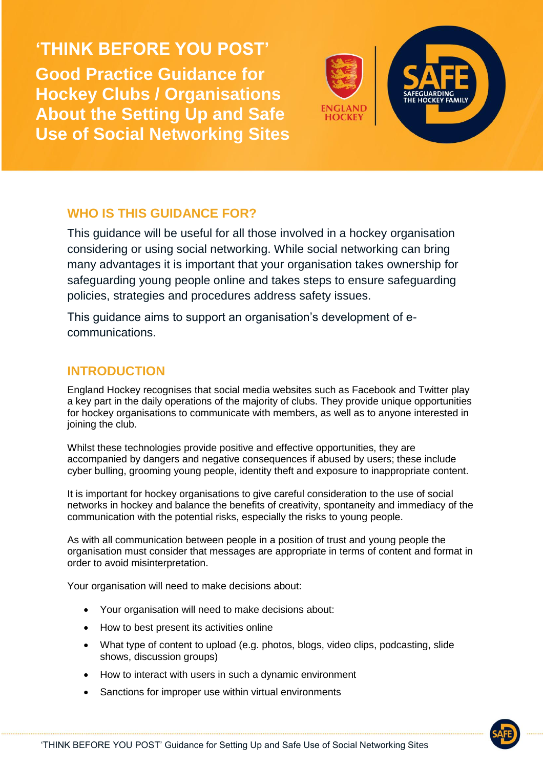# 'THINK BEFORE YOU POST'

## Good Practice Guidance for Hockey Clubs / Organisations About the Setting Up and Safe Use of Social Networking Sites

## WHO IS THIS GUIDANCE FOR?

This guidance will be useful for all those involved in a hockey organisation considering or using social networking. While social networking can bring many advantages it is important that your organisation takes ownership for safeguarding young people online and takes steps to ensure safeguarding policies, strategies and procedures address safety issues.

This guidance aims to support an organisation's development of e-communications.

## INTRODUCTION

England Hockey recognises that social media websites such as Facebook and Twitter play a key part in the daily operations of the majority of clubs. They provide unique opportunities for hockey organisations to communicate with members, as well as to anyone interested in joining the club.

Whilst these technologies provide positive and effective opportunities, they are accompanied by dangers and negative consequences if abused by users; these include cyber bulling, grooming young people, identity theft and exposure to inappropriate content.

It is important for hockey organisations to give careful consideration to the use of social networks in hockey and balance the benefits of creativity, spontaneity and immediacy of the communication with the potential risks, especially the risks to young people.

As with all communication between people in a position of trust and young people the organisation must consider that messages are appropriate in terms of content and format in order to avoid misinterpretation.

Your organisation will need to make decisions about:

- Your organisation will need to make decisions about:
- How to best present its activities online
- What type of content to upload (e.g. photos, blogs, video clips, podcasting, slide shows, discussion groups)
- How to interact with users in such a dynamic environment
- Sanctions for improper use within virtual environments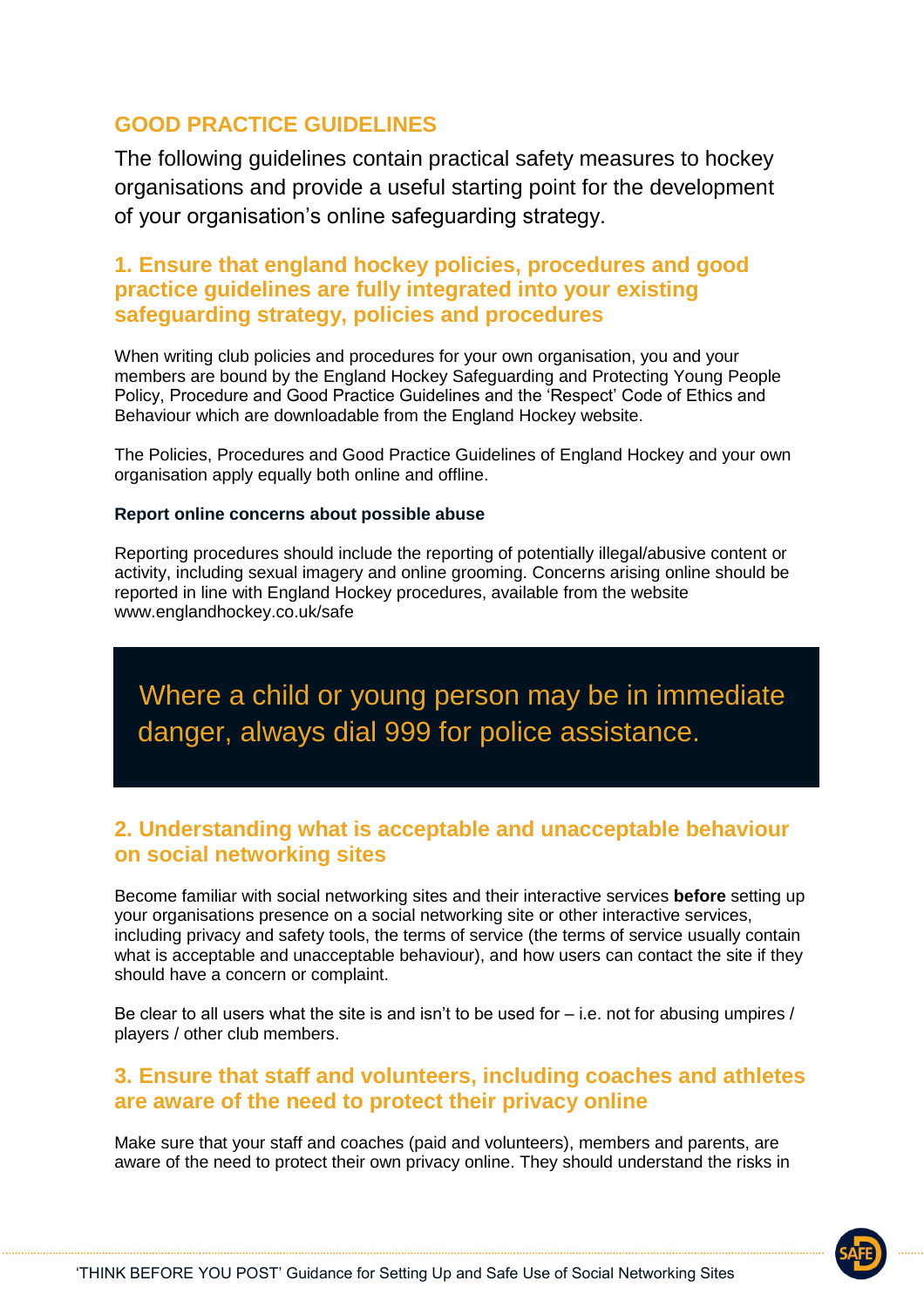## GOOD PRACTICE GUIDELINES

The following guidelines contain practical safety measures to hockey organisations and provide a useful starting point for the development of your organisation's online safeguarding strategy.

### 1. Ensure that england hockey policies, procedures and good practice guidelines are fully integrated into your existing safeguarding strategy, policies and procedures

When writing club policies and procedures for your own organisation, you and your members are bound by the England Hockey Safeguarding and Protecting Young People Policy, Procedure and Good Practice Guidelines and the 'Respect' Code of Ethics and Behaviour which are downloadable from the England Hockey website.

The Policies, Procedures and Good Practice Guidelines of England Hockey and your own organisation apply equally both online and offline.

**Report online concerns about possible abuse**

Reporting procedures should include the reporting of potentially illegal/abusive content or activity, including sexual imagery and online grooming. Concerns arising online should be reported in line with England Hockey procedures, available from the website www.englandhockey.co.uk/safe

> Where a child or young person may be in immediate danger, always dial 999 for police assistance.

### 2. Understanding what is acceptable and unacceptable behaviour on social networking sites

Become familiar with social networking sites and their interactive services **before** setting up your organisations presence on a social networking site or other interactive services, including privacy and safety tools, the terms of service (the terms of service usually contain what is acceptable and unacceptable behaviour), and how users can contact the site if they should have a concern or complaint.

Be clear to all users what the site is and isn't to be used for – i.e. not for abusing umpires / players / other club members.

### 3. Ensure that staff and volunteers, including coaches and athletes are aware of the need to protect their privacy online

Make sure that your staff and coaches (paid and volunteers), members and parents, are aware of the need to protect their own privacy online. They should understand the risks in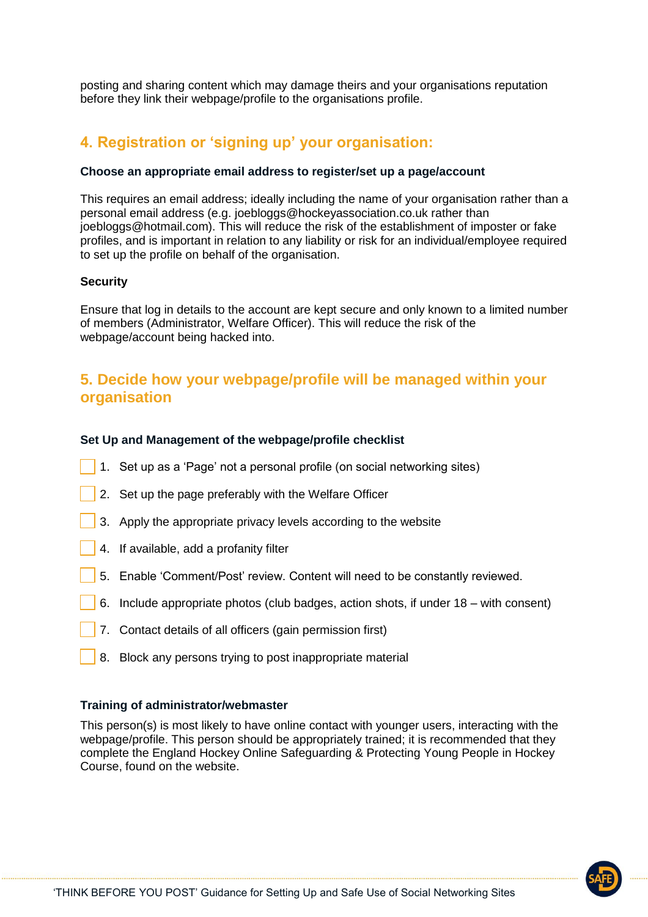posting and sharing content which may damage theirs and your organisations reputation before they link their webpage/profile to the organisations profile.

## 4. Registration or 'signing up' your organisation:

**Choose an appropriate email address to register/set up a page/account**

This requires an email address; ideally including the name of your organisation rather than a personal email address (e.g. joebloggs@hockeyassociation.co.uk rather than joebloggs@hotmail.com). This will reduce the risk of the establishment of imposter or fake profiles, and is important in relation to any liability or risk for an individual/employee required to set up the profile on behalf of the organisation.

**Security**

Ensure that log in details to the account are kept secure and only known to a limited number of members (Administrator, Welfare Officer). This will reduce the risk of the webpage/account being hacked into.

## 5. Decide how your webpage/profile will be managed within your organisation

**Set Up and Management of the webpage/profile checklist**

- [ ] 1. Set up as a 'Page' not a personal profile (on social networking sites)
- [ ] 2. Set up the page preferably with the Welfare Officer
- [ ] 3. Apply the appropriate privacy levels according to the website
- [ ] 4. If available, add a profanity filter
- [ ] 5. Enable 'Comment/Post' review. Content will need to be constantly reviewed.
- [ ] 6. Include appropriate photos (club badges, action shots, if under 18 – with consent)
- [ ] 7. Contact details of all officers (gain permission first)
- [ ] 8. Block any persons trying to post inappropriate material

**Training of administrator/webmaster**

This person(s) is most likely to have online contact with younger users, interacting with the webpage/profile. This person should be appropriately trained; it is recommended that they complete the England Hockey Online Safeguarding & Protecting Young People in Hockey Course, found on the website.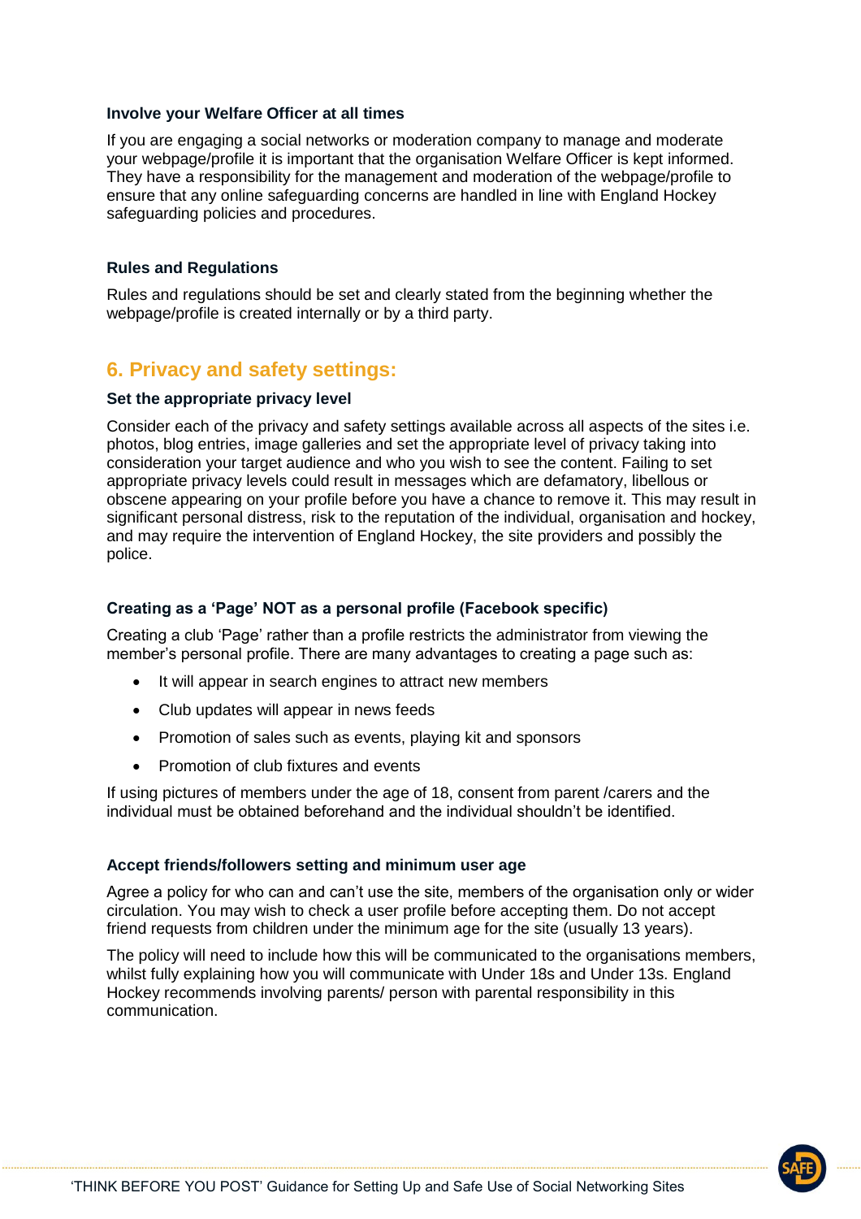### Involve your Welfare Officer at all times

If you are engaging a social networks or moderation company to manage and moderate your webpage/profile it is important that the organisation Welfare Officer is kept informed. They have a responsibility for the management and moderation of the webpage/profile to ensure that any online safeguarding concerns are handled in line with England Hockey safeguarding policies and procedures.

### Rules and Regulations

Rules and regulations should be set and clearly stated from the beginning whether the webpage/profile is created internally or by a third party.

## 6. Privacy and safety settings:

### Set the appropriate privacy level

Consider each of the privacy and safety settings available across all aspects of the sites i.e. photos, blog entries, image galleries and set the appropriate level of privacy taking into consideration your target audience and who you wish to see the content. Failing to set appropriate privacy levels could result in messages which are defamatory, libellous or obscene appearing on your profile before you have a chance to remove it. This may result in significant personal distress, risk to the reputation of the individual, organisation and hockey, and may require the intervention of England Hockey, the site providers and possibly the police.

### Creating as a 'Page' NOT as a personal profile (Facebook specific)

Creating a club 'Page' rather than a profile restricts the administrator from viewing the member's personal profile. There are many advantages to creating a page such as:

- It will appear in search engines to attract new members
- Club updates will appear in news feeds
- Promotion of sales such as events, playing kit and sponsors
- Promotion of club fixtures and events

If using pictures of members under the age of 18, consent from parent /carers and the individual must be obtained beforehand and the individual shouldn't be identified.

### Accept friends/followers setting and minimum user age

Agree a policy for who can and can't use the site, members of the organisation only or wider circulation. You may wish to check a user profile before accepting them. Do not accept friend requests from children under the minimum age for the site (usually 13 years).

The policy will need to include how this will be communicated to the organisations members, whilst fully explaining how you will communicate with Under 18s and Under 13s. England Hockey recommends involving parents/ person with parental responsibility in this communication.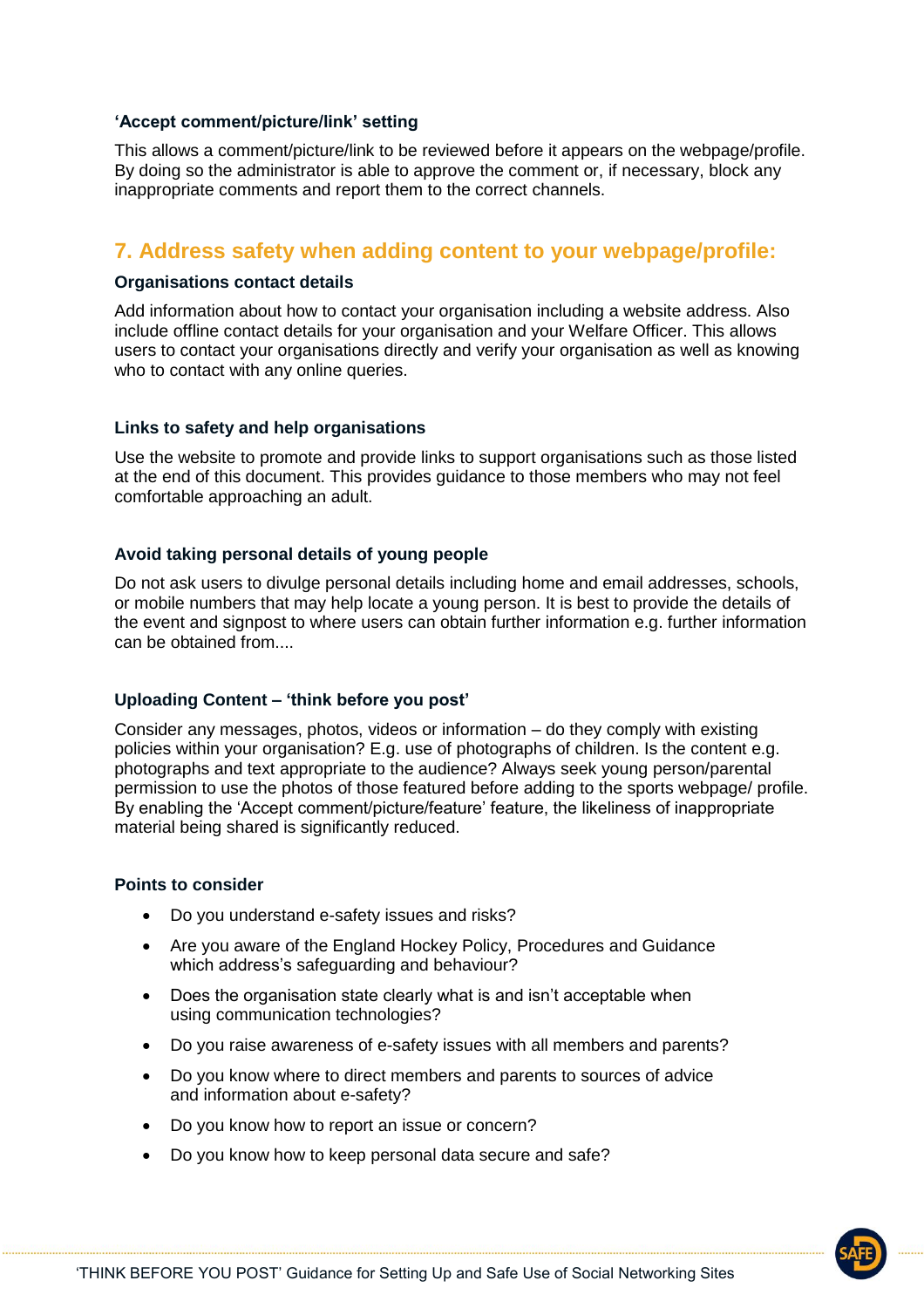### 'Accept comment/picture/link' setting

This allows a comment/picture/link to be reviewed before it appears on the webpage/profile. By doing so the administrator is able to approve the comment or, if necessary, block any inappropriate comments and report them to the correct channels.

## 7. Address safety when adding content to your webpage/profile:

### Organisations contact details

Add information about how to contact your organisation including a website address. Also include offline contact details for your organisation and your Welfare Officer. This allows users to contact your organisations directly and verify your organisation as well as knowing who to contact with any online queries.

### Links to safety and help organisations

Use the website to promote and provide links to support organisations such as those listed at the end of this document. This provides guidance to those members who may not feel comfortable approaching an adult.

### Avoid taking personal details of young people

Do not ask users to divulge personal details including home and email addresses, schools, or mobile numbers that may help locate a young person. It is best to provide the details of the event and signpost to where users can obtain further information e.g. further information can be obtained from....

### Uploading Content – 'think before you post'

Consider any messages, photos, videos or information – do they comply with existing policies within your organisation? E.g. use of photographs of children. Is the content e.g. photographs and text appropriate to the audience? Always seek young person/parental permission to use the photos of those featured before adding to the sports webpage/ profile. By enabling the 'Accept comment/picture/feature' feature, the likeliness of inappropriate material being shared is significantly reduced.

### Points to consider

- Do you understand e-safety issues and risks?
- Are you aware of the England Hockey Policy, Procedures and Guidance which address's safeguarding and behaviour?
- Does the organisation state clearly what is and isn't acceptable when using communication technologies?
- Do you raise awareness of e-safety issues with all members and parents?
- Do you know where to direct members and parents to sources of advice and information about e-safety?
- Do you know how to report an issue or concern?
- Do you know how to keep personal data secure and safe?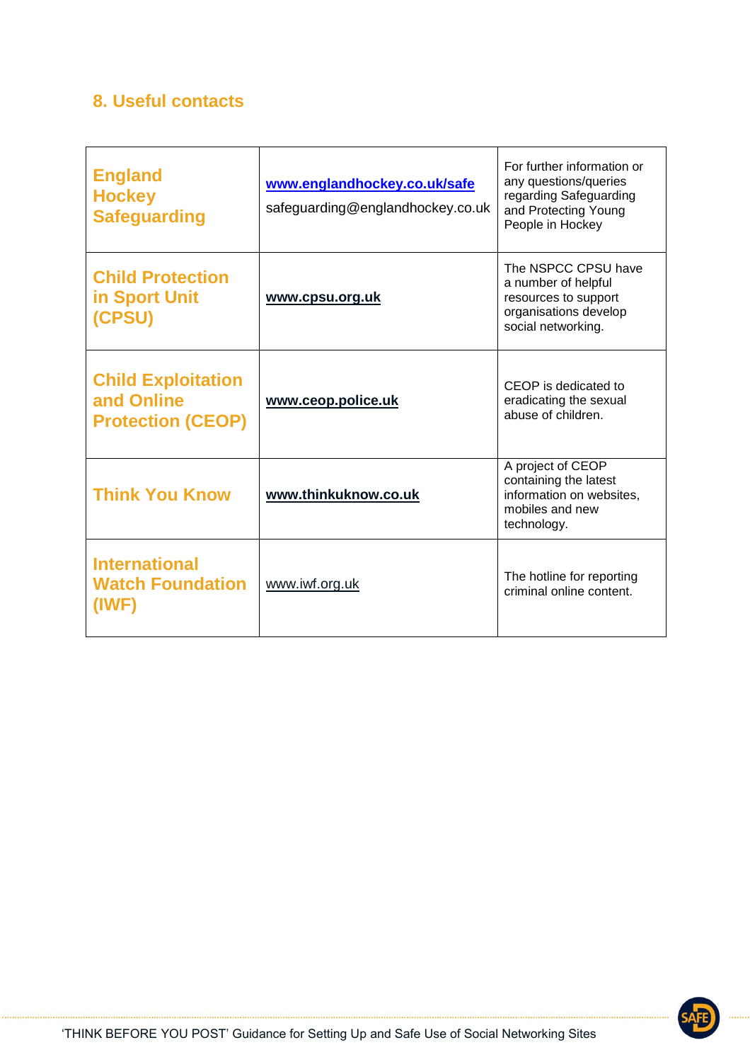## 8. Useful contacts

| | | |
|---|---|---|
| **England Hockey Safeguarding** | **www.englandhockey.co.uk/safe** safeguarding@englandhockey.co.uk | For further information or any questions/queries regarding Safeguarding and Protecting Young People in Hockey |
| **Child Protection in Sport Unit (CPSU)** | **www.cpsu.org.uk** | The NSPCC CPSU have a number of helpful resources to support organisations develop social networking. |
| **Child Exploitation and Online Protection (CEOP)** | **www.ceop.police.uk** | CEOP is dedicated to eradicating the sexual abuse of children. |
| **Think You Know** | **www.thinkuknow.co.uk** | A project of CEOP containing the latest information on websites, mobiles and new technology. |
| **International Watch Foundation (IWF)** | www.iwf.org.uk | The hotline for reporting criminal online content. |